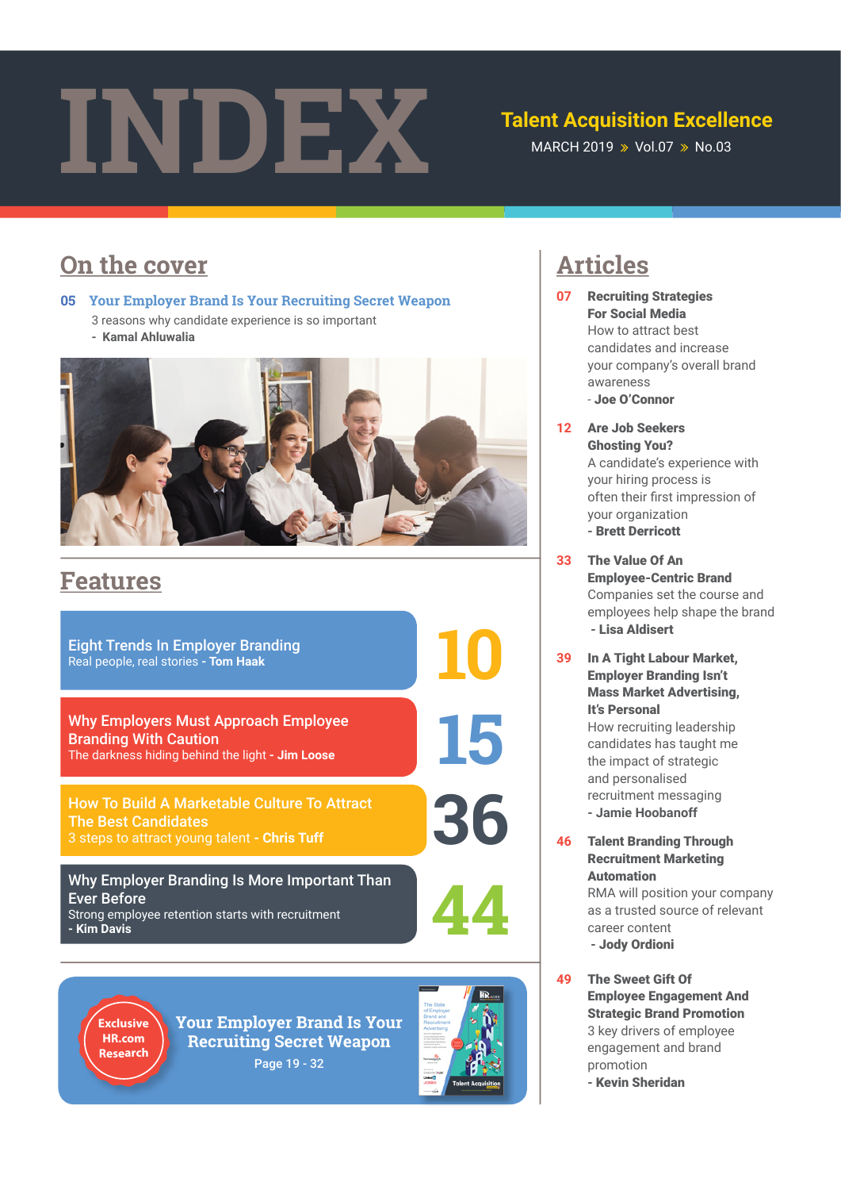# INDEX

**Talent Acquisition Excellence**

MARCH 2019 » Vol.07 » No.03

## On the cover

**05 Your Employer Brand Is Your Recruiting Secret Weapon**

3 reasons why candidate experience is so important
- **Kamal Ahluwalia**

## Features

**Eight Trends In Employer Branding** — 10
Real people, real stories - **Tom Haak**

**Why Employers Must Approach Employee Branding With Caution** — 15
The darkness hiding behind the light - **Jim Loose**

**How To Build A Marketable Culture To Attract The Best Candidates** — 36
3 steps to attract young talent - **Chris Tuff**

**Why Employer Branding Is More Important Than Ever Before** — 44
Strong employee retention starts with recruitment
- **Kim Davis**

**Exclusive HR.com Research**

**Your Employer Brand Is Your Recruiting Secret Weapon**

Page 19 - 32

## Articles

**07 Recruiting Strategies For Social Media**
How to attract best candidates and increase your company's overall brand awareness
- **Joe O'Connor**

**12 Are Job Seekers Ghosting You?**
A candidate's experience with your hiring process is often their first impression of your organization
- **Brett Derricott**

**33 The Value Of An Employee-Centric Brand**
Companies set the course and employees help shape the brand
- **Lisa Aldisert**

**39 In A Tight Labour Market, Employer Branding Isn't Mass Market Advertising, It's Personal**
How recruiting leadership candidates has taught me the impact of strategic and personalised recruitment messaging
- **Jamie Hoobanoff**

**46 Talent Branding Through Recruitment Marketing Automation**
RMA will position your company as a trusted source of relevant career content
- **Jody Ordioni**

**49 The Sweet Gift Of Employee Engagement And Strategic Brand Promotion**
3 key drivers of employee engagement and brand promotion
- **Kevin Sheridan**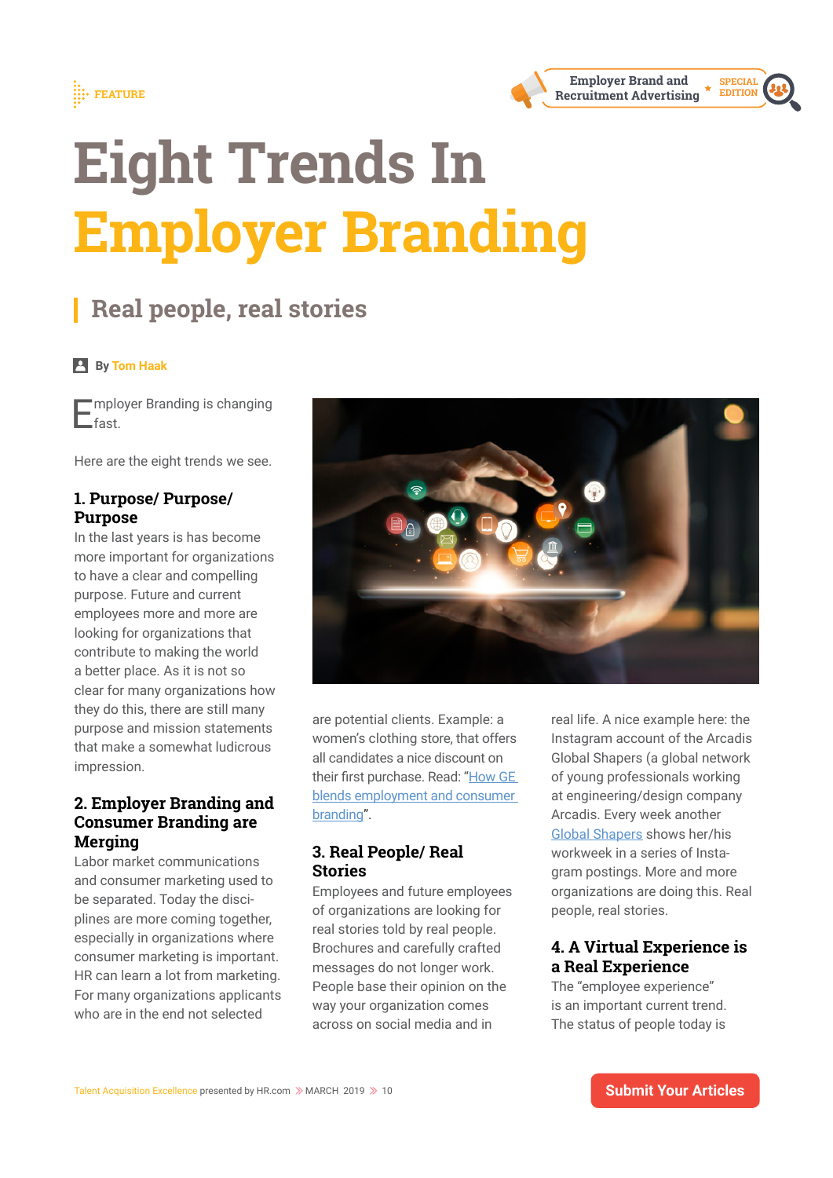FEATURE

# Eight Trends In Employer Branding

## Real people, real stories

By Tom Haak

Employer Branding is changing fast.

Here are the eight trends we see.

### 1. Purpose/ Purpose/ Purpose

In the last years is has become more important for organizations to have a clear and compelling purpose. Future and current employees more and more are looking for organizations that contribute to making the world a better place. As it is not so clear for many organizations how they do this, there are still many purpose and mission statements that make a somewhat ludicrous impression.

### 2. Employer Branding and Consumer Branding are Merging

Labor market communications and consumer marketing used to be separated. Today the disciplines are more coming together, especially in organizations where consumer marketing is important. HR can learn a lot from marketing. For many organizations applicants who are in the end not selected are potential clients. Example: a women's clothing store, that offers all candidates a nice discount on their first purchase. Read: "How GE blends employment and consumer branding".

### 3. Real People/ Real Stories

Employees and future employees of organizations are looking for real stories told by real people. Brochures and carefully crafted messages do not longer work. People base their opinion on the way your organization comes across on social media and in real life. A nice example here: the Instagram account of the Arcadis Global Shapers (a global network of young professionals working at engineering/design company Arcadis. Every week another Global Shapers shows her/his workweek in a series of Instagram postings. More and more organizations are doing this. Real people, real stories.

### 4. A Virtual Experience is a Real Experience

The "employee experience" is an important current trend. The status of people today is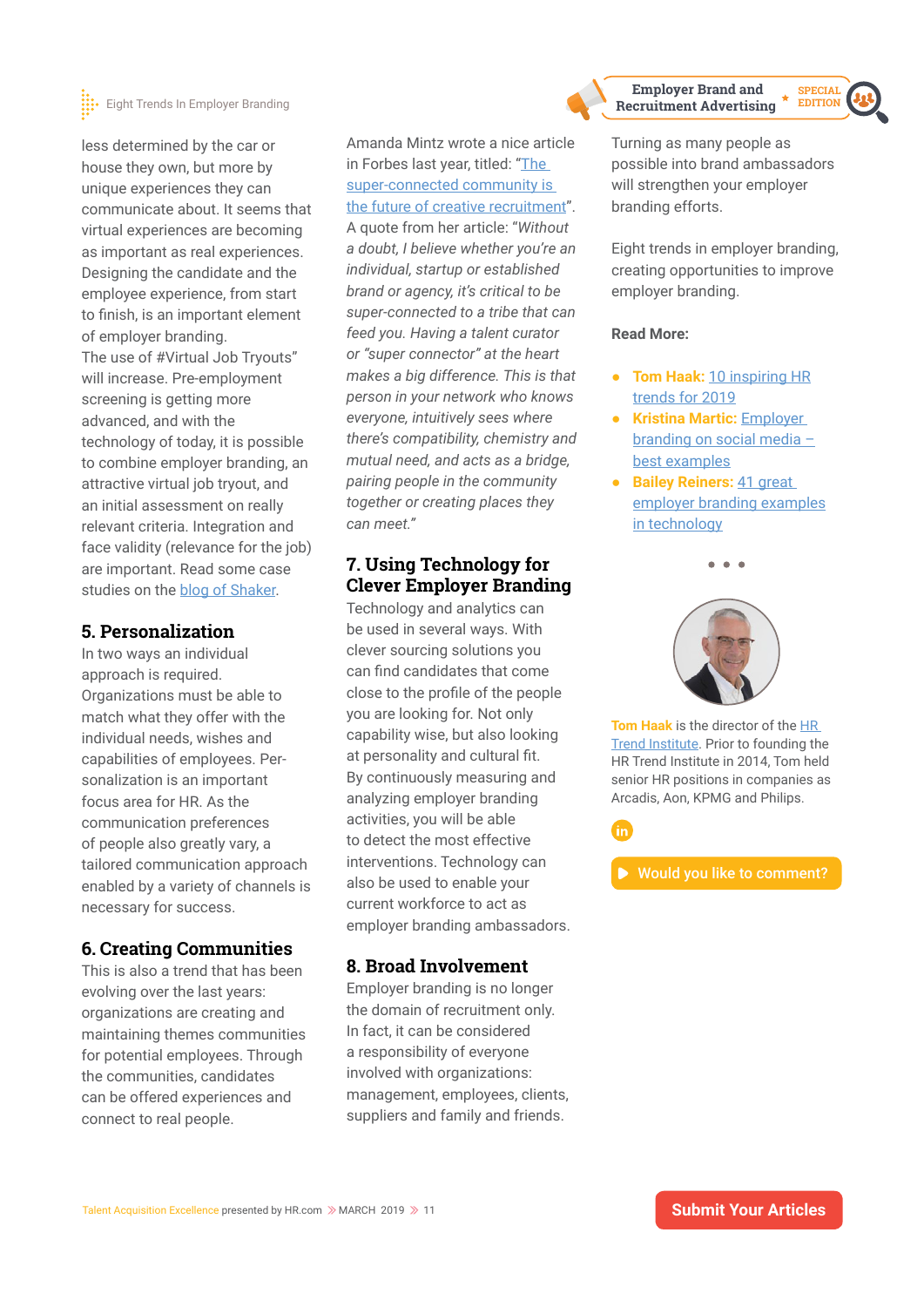less determined by the car or house they own, but more by unique experiences they can communicate about. It seems that virtual experiences are becoming as important as real experiences. Designing the candidate and the employee experience, from start to finish, is an important element of employer branding.
The use of #Virtual Job Tryouts" will increase. Pre-employment screening is getting more advanced, and with the technology of today, it is possible to combine employer branding, an attractive virtual job tryout, and an initial assessment on really relevant criteria. Integration and face validity (relevance for the job) are important. Read some case studies on the [blog of Shaker](#).

## 5. Personalization

In two ways an individual approach is required. Organizations must be able to match what they offer with the individual needs, wishes and capabilities of employees. Personalization is an important focus area for HR. As the communication preferences of people also greatly vary, a tailored communication approach enabled by a variety of channels is necessary for success.

## 6. Creating Communities

This is also a trend that has been evolving over the last years: organizations are creating and maintaining themes communities for potential employees. Through the communities, candidates can be offered experiences and connect to real people.

Amanda Mintz wrote a nice article in Forbes last year, titled: "[The super-connected community is the future of creative recruitment](#)". A quote from her article: "*Without a doubt, I believe whether you're an individual, startup or established brand or agency, it's critical to be super-connected to a tribe that can feed you. Having a talent curator or "super connector" at the heart makes a big difference. This is that person in your network who knows everyone, intuitively sees where there's compatibility, chemistry and mutual need, and acts as a bridge, pairing people in the community together or creating places they can meet.*"

## 7. Using Technology for Clever Employer Branding

Technology and analytics can be used in several ways. With clever sourcing solutions you can find candidates that come close to the profile of the people you are looking for. Not only capability wise, but also looking at personality and cultural fit. By continuously measuring and analyzing employer branding activities, you will be able to detect the most effective interventions. Technology can also be used to enable your current workforce to act as employer branding ambassadors.

## 8. Broad Involvement

Employer branding is no longer the domain of recruitment only. In fact, it can be considered a responsibility of everyone involved with organizations: management, employees, clients, suppliers and family and friends.

Turning as many people as possible into brand ambassadors will strengthen your employer branding efforts.

Eight trends in employer branding, creating opportunities to improve employer branding.

**Read More:**

- **Tom Haak:** [10 inspiring HR trends for 2019](#)
- **Kristina Martic:** [Employer branding on social media – best examples](#)
- **Bailey Reiners:** [41 great employer branding examples in technology](#)

• • •

**Tom Haak** is the director of the [HR Trend Institute](#). Prior to founding the HR Trend Institute in 2014, Tom held senior HR positions in companies as Arcadis, Aon, KPMG and Philips.

Would you like to comment?

Submit Your Articles